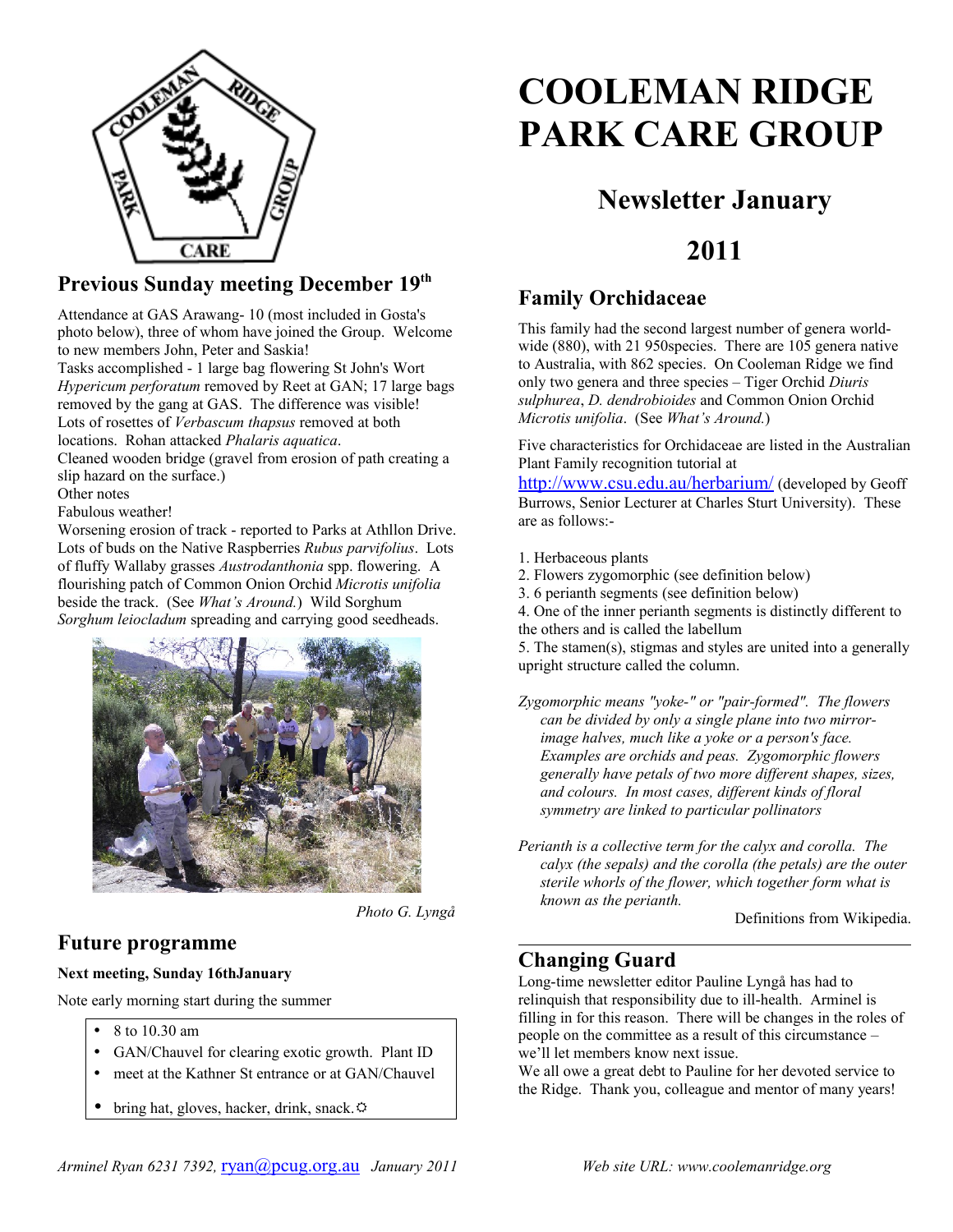# COOLEMAN RIDGE PARK CARE GROUP

## Newsletter January 2011

## Previous Sunday meeting December 19th

Attendance at GAS Arawang- 10 (most included in Gosta's photo below), three of whom have joined the Group. Welcome to new members John, Peter and Saskia!

Tasks accomplished - 1 large bag flowering St John's Wort *Hypericum perforatum* removed by Reet at GAN; 17 large bags removed by the gang at GAS. The difference was visible! Lots of rosettes of *Verbascum thapsus* removed at both locations. Rohan attacked *Phalaris aquatica*.

Cleaned wooden bridge (gravel from erosion of path creating a slip hazard on the surface.)

Other notes

Fabulous weather!

Worsening erosion of track - reported to Parks at Athllon Drive. Lots of buds on the Native Raspberries *Rubus parvifolius*. Lots of fluffy Wallaby grasses *Austrodanthonia* spp. flowering. A flourishing patch of Common Onion Orchid *Microtis unifolia* beside the track. (See *What's Around.*) Wild Sorghum *Sorghum leiocladum* spreading and carrying good seedheads.

*Photo G. Lyngå*

## Future programme

**Next meeting, Sunday 16thJanuary**

Note early morning start during the summer

- 8 to 10.30 am
- GAN/Chauvel for clearing exotic growth. Plant ID
- meet at the Kathner St entrance or at GAN/Chauvel
- bring hat, gloves, hacker, drink, snack.☼

## Family Orchidaceae

This family had the second largest number of genera world-wide (880), with 21 950species. There are 105 genera native to Australia, with 862 species. On Cooleman Ridge we find only two genera and three species – Tiger Orchid *Diuris sulphurea*, *D. dendrobioides* and Common Onion Orchid *Microtis unifolia*. (See *What's Around.*)

Five characteristics for Orchidaceae are listed in the Australian Plant Family recognition tutorial at http://www.csu.edu.au/herbarium/ (developed by Geoff Burrows, Senior Lecturer at Charles Sturt University). These are as follows:-

1. Herbaceous plants
2. Flowers zygomorphic (see definition below)
3. 6 perianth segments (see definition below)
4. One of the inner perianth segments is distinctly different to the others and is called the labellum
5. The stamen(s), stigmas and styles are united into a generally upright structure called the column.

*Zygomorphic means "yoke-" or "pair-formed". The flowers can be divided by only a single plane into two mirror-image halves, much like a yoke or a person's face. Examples are orchids and peas. Zygomorphic flowers generally have petals of two more different shapes, sizes, and colours. In most cases, different kinds of floral symmetry are linked to particular pollinators*

*Perianth is a collective term for the calyx and corolla. The calyx (the sepals) and the corolla (the petals) are the outer sterile whorls of the flower, which together form what is known as the perianth.*

Definitions from Wikipedia.

## Changing Guard

Long-time newsletter editor Pauline Lyngå has had to relinquish that responsibility due to ill-health. Arminel is filling in for this reason. There will be changes in the roles of people on the committee as a result of this circumstance – we'll let members know next issue.

We all owe a great debt to Pauline for her devoted service to the Ridge. Thank you, colleague and mentor of many years!

*Arminel Ryan 6231 7392,* ryan@pcug.org.au *January 2011*

*Web site URL: www.coolemanridge.org*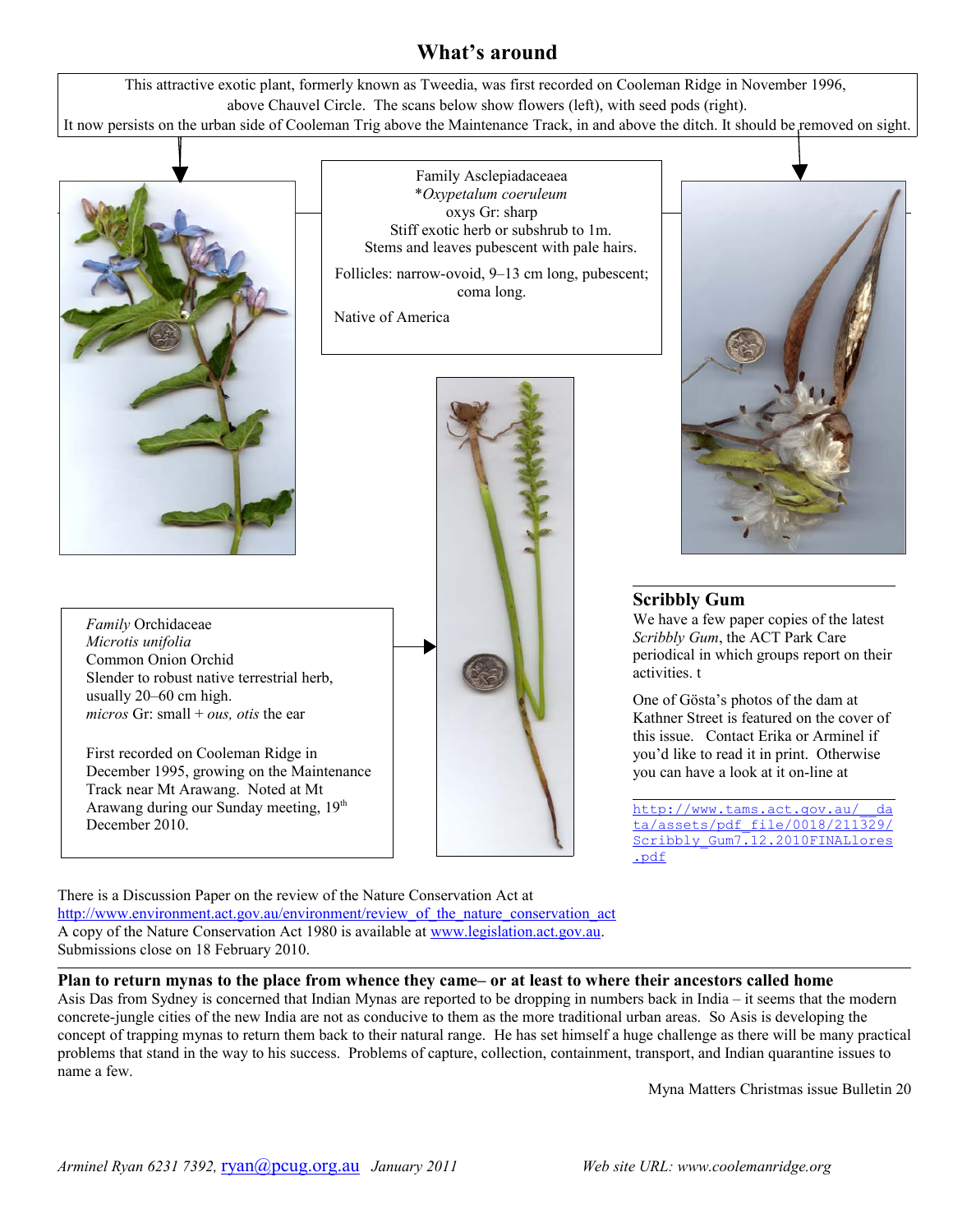# What's around

This attractive exotic plant, formerly known as Tweedia, was first recorded on Cooleman Ridge in November 1996, above Chauvel Circle. The scans below show flowers (left), with seed pods (right).
It now persists on the urban side of Cooleman Trig above the Maintenance Track, in and above the ditch. It should be removed on sight.

Family Asclepiadaceaea
**Oxypetalum coeruleum*
oxys Gr: sharp
Stiff exotic herb or subshrub to 1m.
Stems and leaves pubescent with pale hairs.

Follicles: narrow-ovoid, 9–13 cm long, pubescent; coma long.

Native of America

*Family* Orchidaceae
*Microtis unifolia*
Common Onion Orchid
Slender to robust native terrestrial herb, usually 20–60 cm high.
*micros* Gr: small + *ous, otis* the ear

First recorded on Cooleman Ridge in December 1995, growing on the Maintenance Track near Mt Arawang. Noted at Mt Arawang during our Sunday meeting, 19th December 2010.

## Scribbly Gum

We have a few paper copies of the latest *Scribbly Gum*, the ACT Park Care periodical in which groups report on their activities. t

One of Gösta's photos of the dam at Kathner Street is featured on the cover of this issue. Contact Erika or Arminel if you'd like to read it in print. Otherwise you can have a look at it on-line at

http://www.tams.act.gov.au/__data/assets/pdf_file/0018/211329/Scribbly_Gum7.12.2010FINALlores.pdf

There is a Discussion Paper on the review of the Nature Conservation Act at http://www.environment.act.gov.au/environment/review_of_the_nature_conservation_act
A copy of the Nature Conservation Act 1980 is available at www.legislation.act.gov.au.
Submissions close on 18 February 2010.

**Plan to return mynas to the place from whence they came– or at least to where their ancestors called home**

Asis Das from Sydney is concerned that Indian Mynas are reported to be dropping in numbers back in India – it seems that the modern concrete-jungle cities of the new India are not as conducive to them as the more traditional urban areas. So Asis is developing the concept of trapping mynas to return them back to their natural range. He has set himself a huge challenge as there will be many practical problems that stand in the way to his success. Problems of capture, collection, containment, transport, and Indian quarantine issues to name a few.

Myna Matters Christmas issue Bulletin 20

*Arminel Ryan 6231 7392,* ryan@pcug.org.au *January 2011* *Web site URL: www.coolemanridge.org*